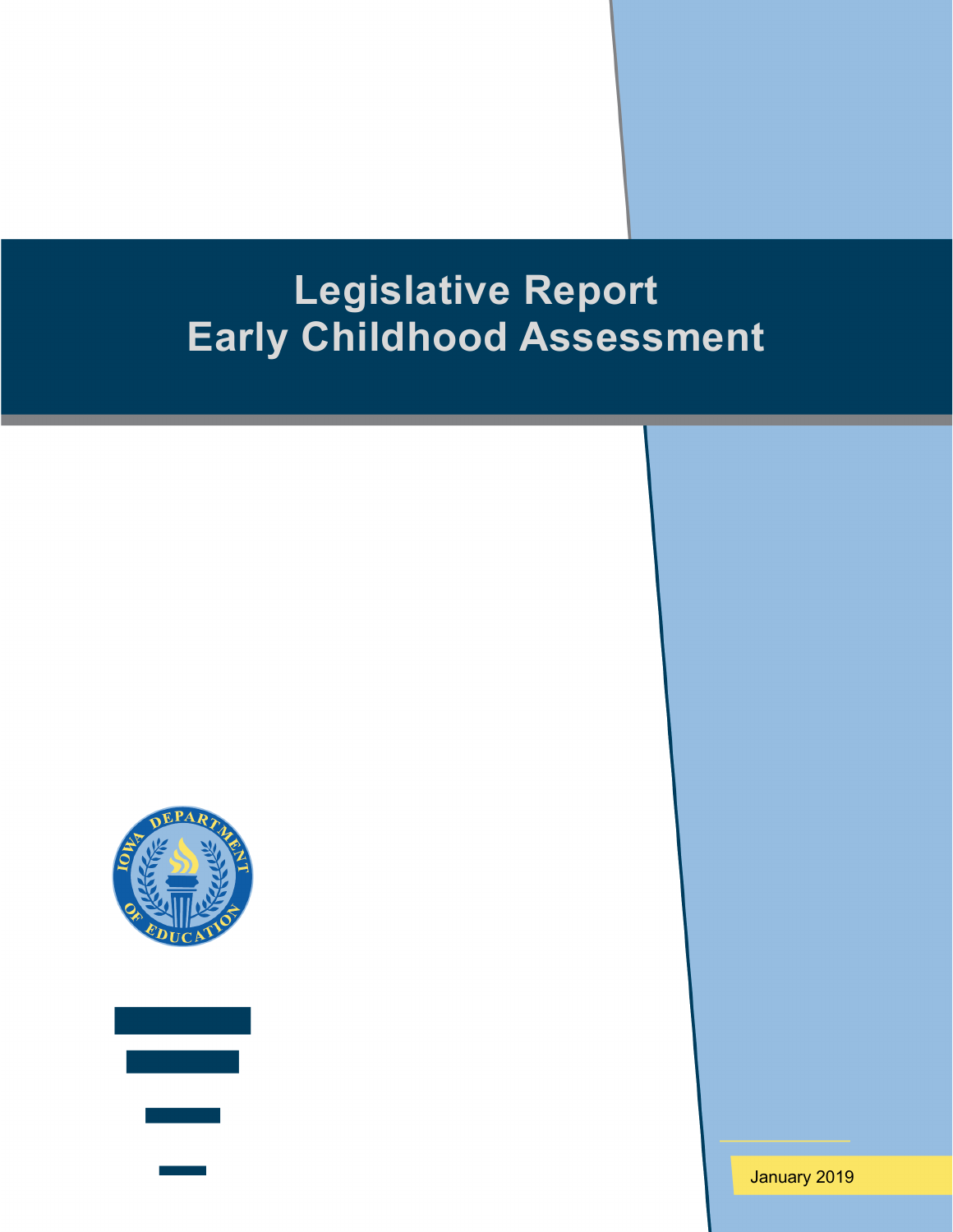# Legislative Report
# Early Childhood Assessment

January 2019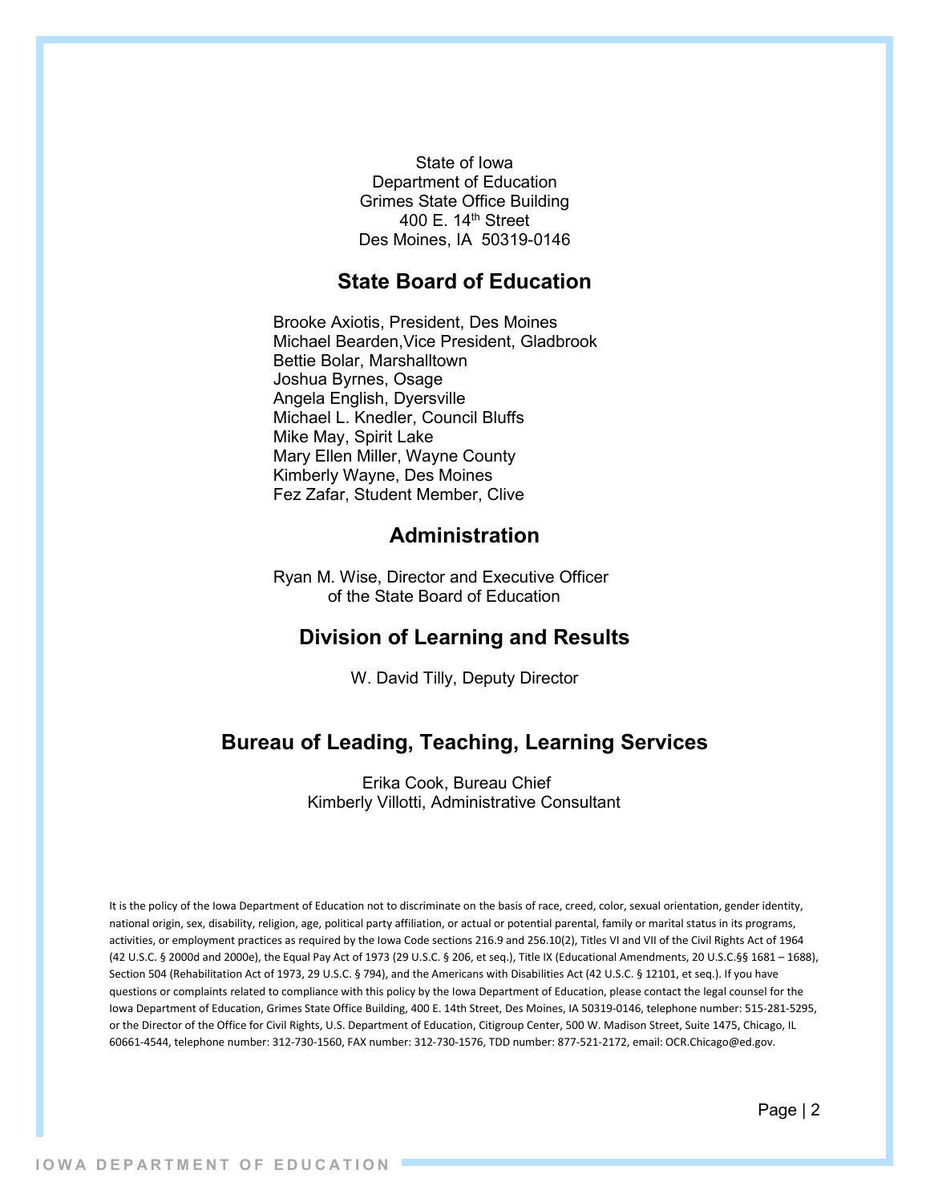State of Iowa
Department of Education
Grimes State Office Building
400 E. 14th Street
Des Moines, IA 50319-0146

## State Board of Education

Brooke Axiotis, President, Des Moines
Michael Bearden,Vice President, Gladbrook
Bettie Bolar, Marshalltown
Joshua Byrnes, Osage
Angela English, Dyersville
Michael L. Knedler, Council Bluffs
Mike May, Spirit Lake
Mary Ellen Miller, Wayne County
Kimberly Wayne, Des Moines
Fez Zafar, Student Member, Clive

## Administration

Ryan M. Wise, Director and Executive Officer of the State Board of Education

## Division of Learning and Results

W. David Tilly, Deputy Director

## Bureau of Leading, Teaching, Learning Services

Erika Cook, Bureau Chief
Kimberly Villotti, Administrative Consultant

It is the policy of the Iowa Department of Education not to discriminate on the basis of race, creed, color, sexual orientation, gender identity, national origin, sex, disability, religion, age, political party affiliation, or actual or potential parental, family or marital status in its programs, activities, or employment practices as required by the Iowa Code sections 216.9 and 256.10(2), Titles VI and VII of the Civil Rights Act of 1964 (42 U.S.C. § 2000d and 2000e), the Equal Pay Act of 1973 (29 U.S.C. § 206, et seq.), Title IX (Educational Amendments, 20 U.S.C.§§ 1681 – 1688), Section 504 (Rehabilitation Act of 1973, 29 U.S.C. § 794), and the Americans with Disabilities Act (42 U.S.C. § 12101, et seq.). If you have questions or complaints related to compliance with this policy by the Iowa Department of Education, please contact the legal counsel for the Iowa Department of Education, Grimes State Office Building, 400 E. 14th Street, Des Moines, IA 50319-0146, telephone number: 515-281-5295, or the Director of the Office for Civil Rights, U.S. Department of Education, Citigroup Center, 500 W. Madison Street, Suite 1475, Chicago, IL 60661-4544, telephone number: 312-730-1560, FAX number: 312-730-1576, TDD number: 877-521-2172, email: OCR.Chicago@ed.gov.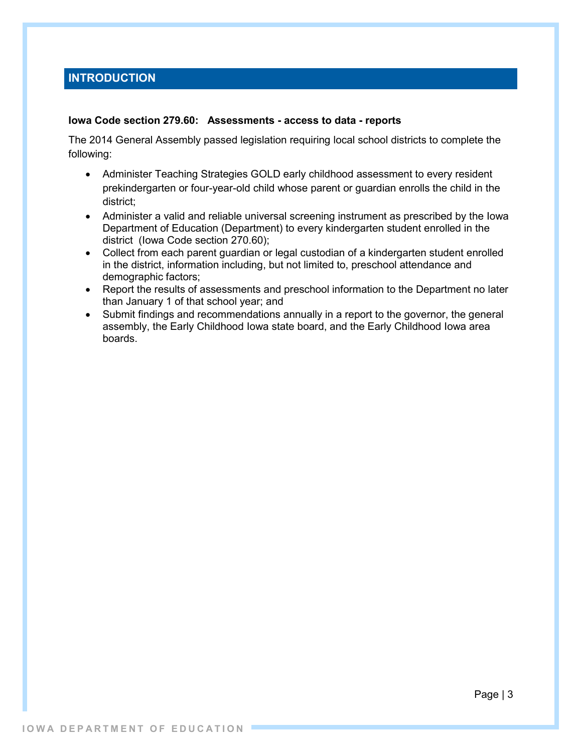## INTRODUCTION

**Iowa Code section 279.60: Assessments - access to data - reports**

The 2014 General Assembly passed legislation requiring local school districts to complete the following:

- Administer Teaching Strategies GOLD early childhood assessment to every resident prekindergarten or four-year-old child whose parent or guardian enrolls the child in the district;
- Administer a valid and reliable universal screening instrument as prescribed by the Iowa Department of Education (Department) to every kindergarten student enrolled in the district (Iowa Code section 270.60);
- Collect from each parent guardian or legal custodian of a kindergarten student enrolled in the district, information including, but not limited to, preschool attendance and demographic factors;
- Report the results of assessments and preschool information to the Department no later than January 1 of that school year; and
- Submit findings and recommendations annually in a report to the governor, the general assembly, the Early Childhood Iowa state board, and the Early Childhood Iowa area boards.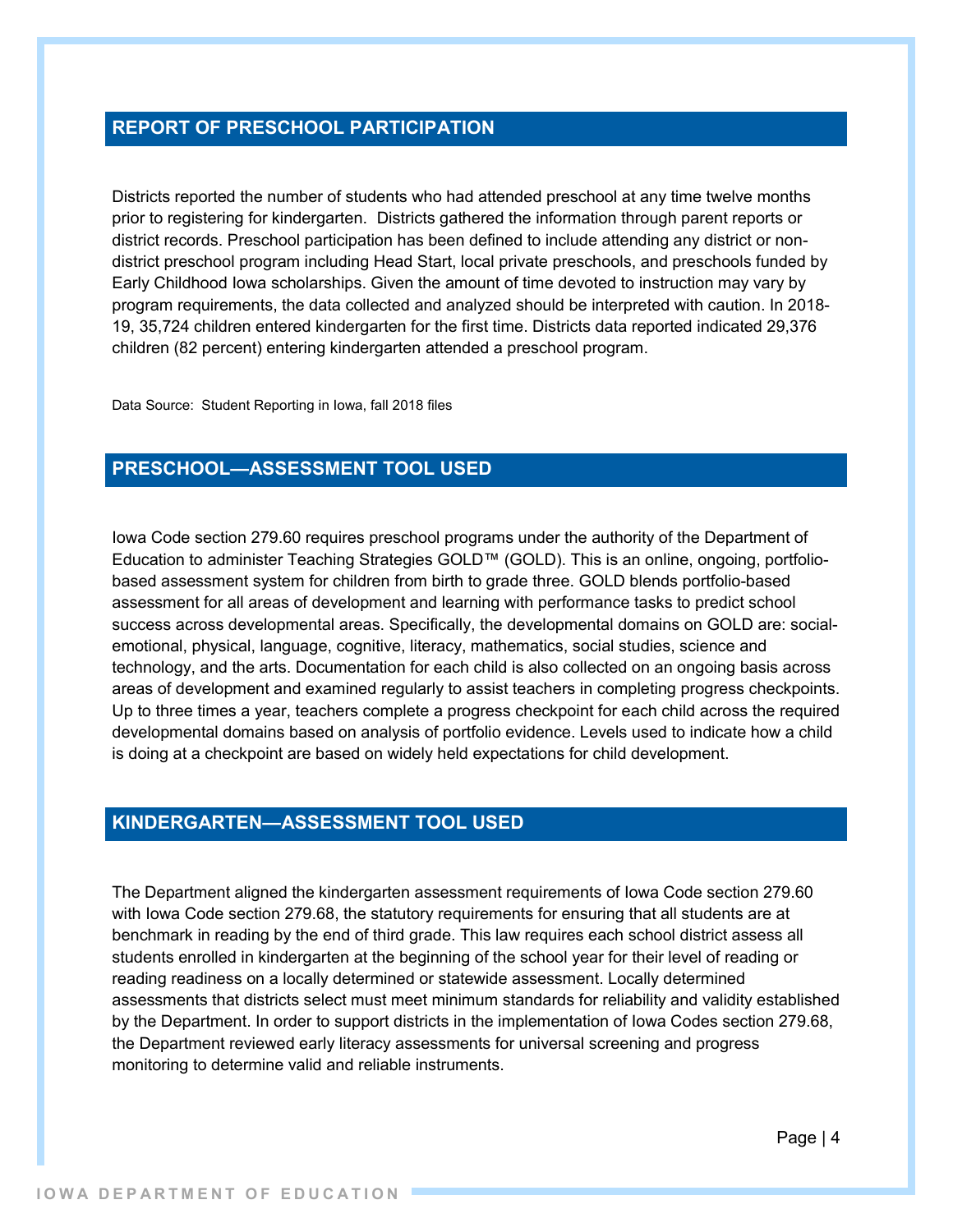## REPORT OF PRESCHOOL PARTICIPATION

Districts reported the number of students who had attended preschool at any time twelve months prior to registering for kindergarten. Districts gathered the information through parent reports or district records. Preschool participation has been defined to include attending any district or non-district preschool program including Head Start, local private preschools, and preschools funded by Early Childhood Iowa scholarships. Given the amount of time devoted to instruction may vary by program requirements, the data collected and analyzed should be interpreted with caution. In 2018-19, 35,724 children entered kindergarten for the first time. Districts data reported indicated 29,376 children (82 percent) entering kindergarten attended a preschool program.

Data Source: Student Reporting in Iowa, fall 2018 files

## PRESCHOOL—ASSESSMENT TOOL USED

Iowa Code section 279.60 requires preschool programs under the authority of the Department of Education to administer Teaching Strategies GOLD™ (GOLD). This is an online, ongoing, portfolio-based assessment system for children from birth to grade three. GOLD blends portfolio-based assessment for all areas of development and learning with performance tasks to predict school success across developmental areas. Specifically, the developmental domains on GOLD are: social-emotional, physical, language, cognitive, literacy, mathematics, social studies, science and technology, and the arts. Documentation for each child is also collected on an ongoing basis across areas of development and examined regularly to assist teachers in completing progress checkpoints. Up to three times a year, teachers complete a progress checkpoint for each child across the required developmental domains based on analysis of portfolio evidence. Levels used to indicate how a child is doing at a checkpoint are based on widely held expectations for child development.

## KINDERGARTEN—ASSESSMENT TOOL USED

The Department aligned the kindergarten assessment requirements of Iowa Code section 279.60 with Iowa Code section 279.68, the statutory requirements for ensuring that all students are at benchmark in reading by the end of third grade. This law requires each school district assess all students enrolled in kindergarten at the beginning of the school year for their level of reading or reading readiness on a locally determined or statewide assessment. Locally determined assessments that districts select must meet minimum standards for reliability and validity established by the Department. In order to support districts in the implementation of Iowa Codes section 279.68, the Department reviewed early literacy assessments for universal screening and progress monitoring to determine valid and reliable instruments.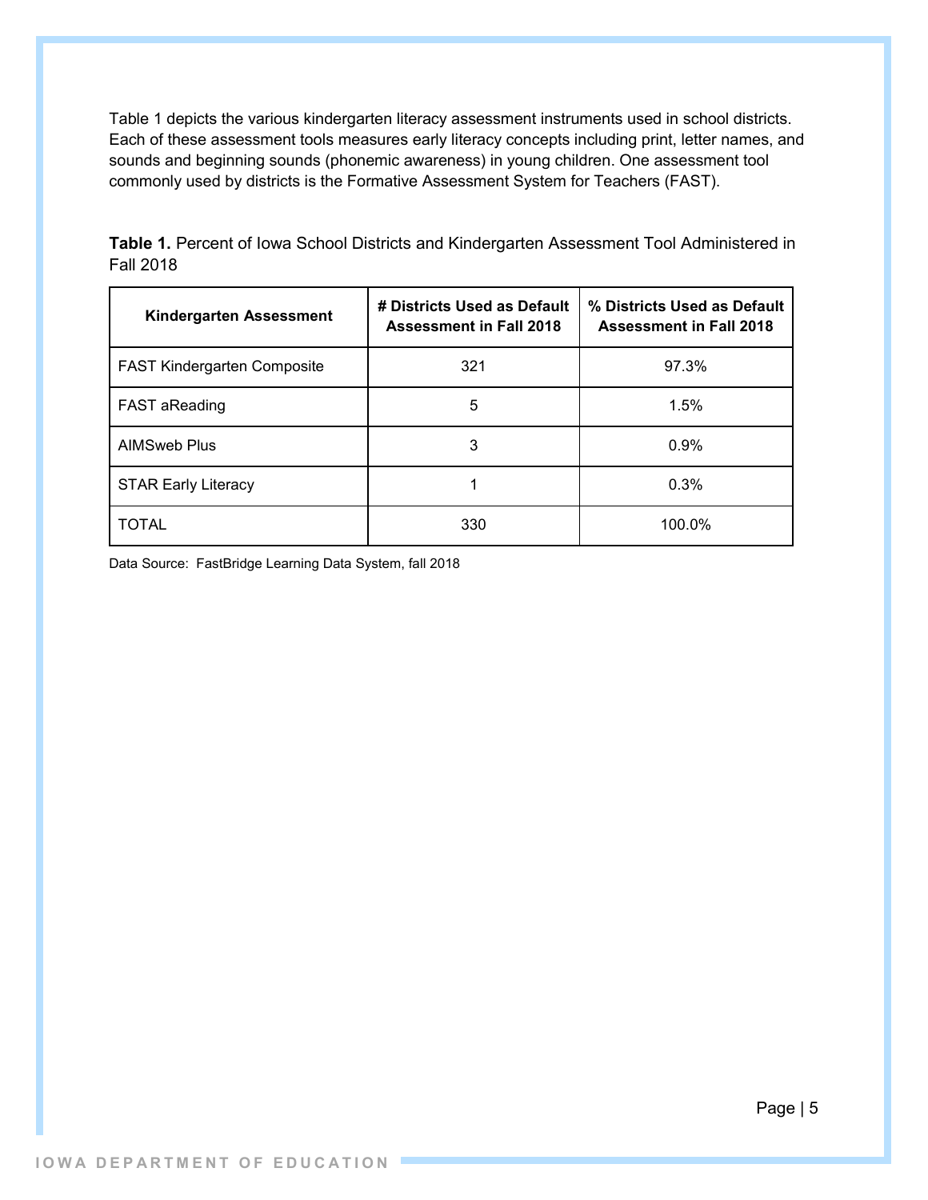Table 1 depicts the various kindergarten literacy assessment instruments used in school districts. Each of these assessment tools measures early literacy concepts including print, letter names, and sounds and beginning sounds (phonemic awareness) in young children. One assessment tool commonly used by districts is the Formative Assessment System for Teachers (FAST).

**Table 1.** Percent of Iowa School Districts and Kindergarten Assessment Tool Administered in Fall 2018

| Kindergarten Assessment | # Districts Used as Default Assessment in Fall 2018 | % Districts Used as Default Assessment in Fall 2018 |
|---|---|---|
| FAST Kindergarten Composite | 321 | 97.3% |
| FAST aReading | 5 | 1.5% |
| AIMSweb Plus | 3 | 0.9% |
| STAR Early Literacy | 1 | 0.3% |
| TOTAL | 330 | 100.0% |

Data Source: FastBridge Learning Data System, fall 2018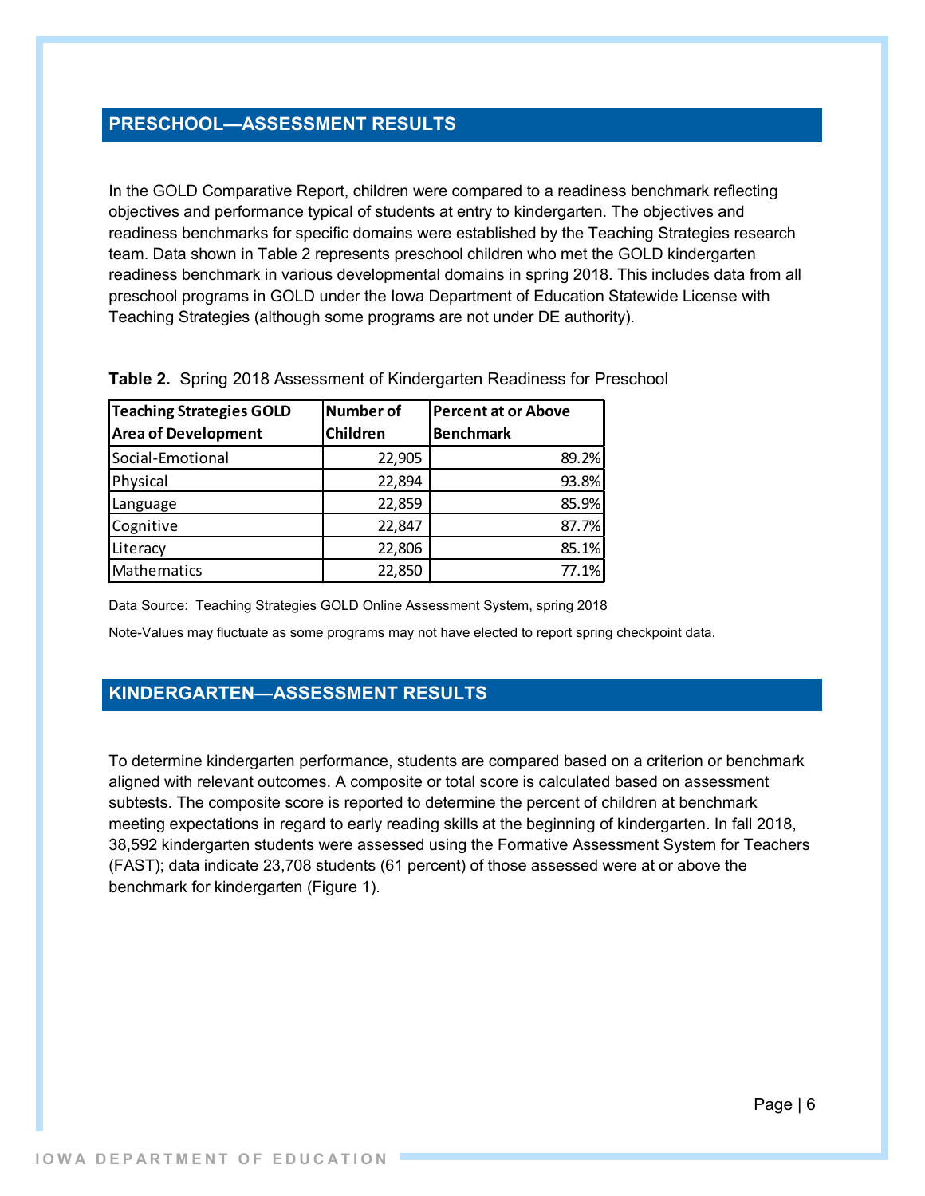## PRESCHOOL—ASSESSMENT RESULTS

In the GOLD Comparative Report, children were compared to a readiness benchmark reflecting objectives and performance typical of students at entry to kindergarten. The objectives and readiness benchmarks for specific domains were established by the Teaching Strategies research team. Data shown in Table 2 represents preschool children who met the GOLD kindergarten readiness benchmark in various developmental domains in spring 2018. This includes data from all preschool programs in GOLD under the Iowa Department of Education Statewide License with Teaching Strategies (although some programs are not under DE authority).

**Table 2.** Spring 2018 Assessment of Kindergarten Readiness for Preschool

| Teaching Strategies GOLD Area of Development | Number of Children | Percent at or Above Benchmark |
|---|---|---|
| Social-Emotional | 22,905 | 89.2% |
| Physical | 22,894 | 93.8% |
| Language | 22,859 | 85.9% |
| Cognitive | 22,847 | 87.7% |
| Literacy | 22,806 | 85.1% |
| Mathematics | 22,850 | 77.1% |

Data Source: Teaching Strategies GOLD Online Assessment System, spring 2018

Note-Values may fluctuate as some programs may not have elected to report spring checkpoint data.

## KINDERGARTEN—ASSESSMENT RESULTS

To determine kindergarten performance, students are compared based on a criterion or benchmark aligned with relevant outcomes. A composite or total score is calculated based on assessment subtests. The composite score is reported to determine the percent of children at benchmark meeting expectations in regard to early reading skills at the beginning of kindergarten. In fall 2018, 38,592 kindergarten students were assessed using the Formative Assessment System for Teachers (FAST); data indicate 23,708 students (61 percent) of those assessed were at or above the benchmark for kindergarten (Figure 1).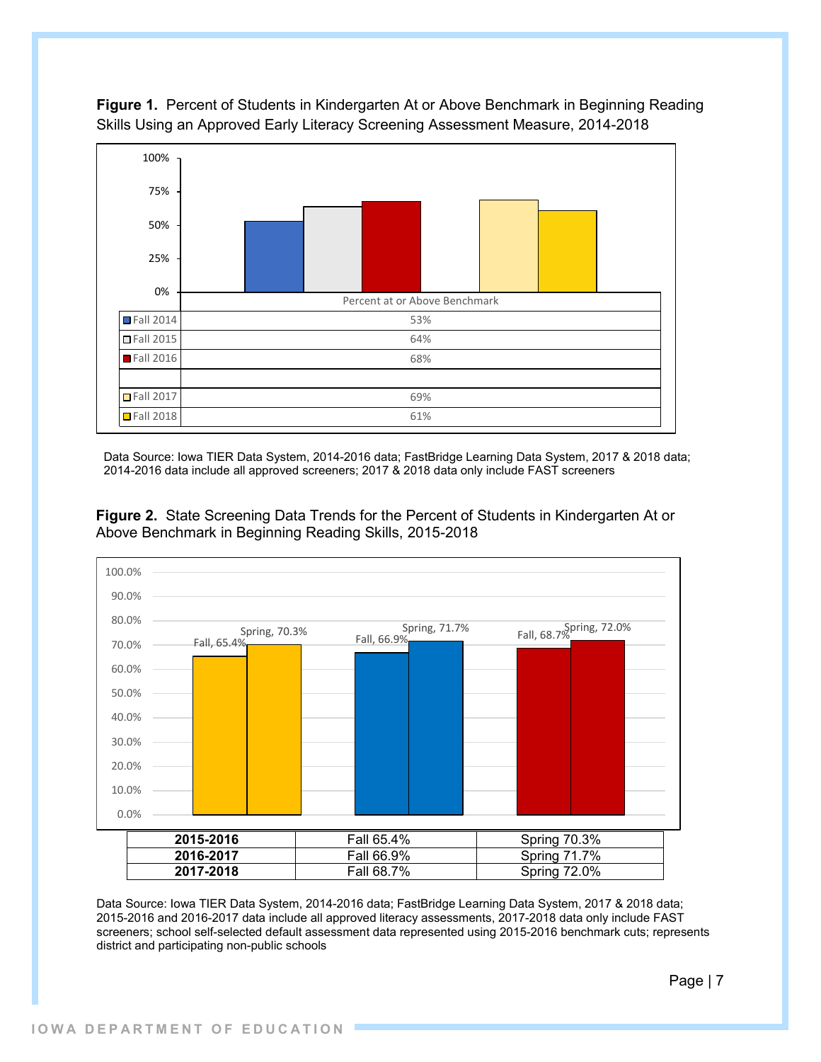**Figure 1.** Percent of Students in Kindergarten At or Above Benchmark in Beginning Reading Skills Using an Approved Early Literacy Screening Assessment Measure, 2014-2018

| | Percent at or Above Benchmark |
|---|---|
| Fall 2014 | 53% |
| Fall 2015 | 64% |
| Fall 2016 | 68% |
| | |
| Fall 2017 | 69% |
| Fall 2018 | 61% |

Data Source: Iowa TIER Data System, 2014-2016 data; FastBridge Learning Data System, 2017 & 2018 data; 2014-2016 data include all approved screeners; 2017 & 2018 data only include FAST screeners

**Figure 2.** State Screening Data Trends for the Percent of Students in Kindergarten At or Above Benchmark in Beginning Reading Skills, 2015-2018

| | | |
|---|---|---|
| **2015-2016** | Fall 65.4% | Spring 70.3% |
| **2016-2017** | Fall 66.9% | Spring 71.7% |
| **2017-2018** | Fall 68.7% | Spring 72.0% |

Data Source: Iowa TIER Data System, 2014-2016 data; FastBridge Learning Data System, 2017 & 2018 data; 2015-2016 and 2016-2017 data include all approved literacy assessments, 2017-2018 data only include FAST screeners; school self-selected default assessment data represented using 2015-2016 benchmark cuts; represents district and participating non-public schools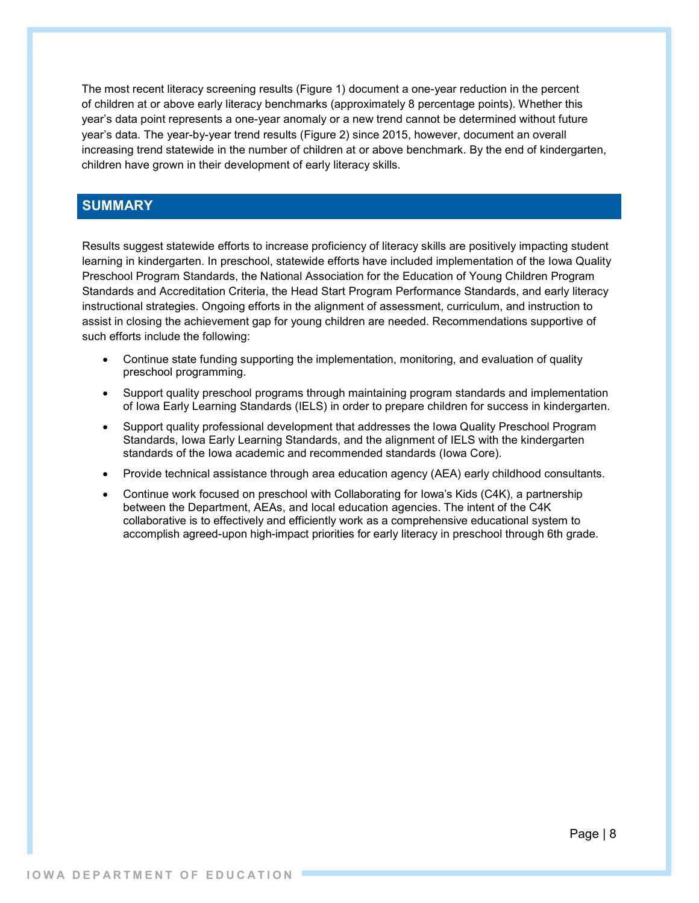The most recent literacy screening results (Figure 1) document a one-year reduction in the percent of children at or above early literacy benchmarks (approximately 8 percentage points). Whether this year's data point represents a one-year anomaly or a new trend cannot be determined without future year's data. The year-by-year trend results (Figure 2) since 2015, however, document an overall increasing trend statewide in the number of children at or above benchmark. By the end of kindergarten, children have grown in their development of early literacy skills.

## SUMMARY

Results suggest statewide efforts to increase proficiency of literacy skills are positively impacting student learning in kindergarten. In preschool, statewide efforts have included implementation of the Iowa Quality Preschool Program Standards, the National Association for the Education of Young Children Program Standards and Accreditation Criteria, the Head Start Program Performance Standards, and early literacy instructional strategies. Ongoing efforts in the alignment of assessment, curriculum, and instruction to assist in closing the achievement gap for young children are needed. Recommendations supportive of such efforts include the following:

- Continue state funding supporting the implementation, monitoring, and evaluation of quality preschool programming.
- Support quality preschool programs through maintaining program standards and implementation of Iowa Early Learning Standards (IELS) in order to prepare children for success in kindergarten.
- Support quality professional development that addresses the Iowa Quality Preschool Program Standards, Iowa Early Learning Standards, and the alignment of IELS with the kindergarten standards of the Iowa academic and recommended standards (Iowa Core).
- Provide technical assistance through area education agency (AEA) early childhood consultants.
- Continue work focused on preschool with Collaborating for Iowa's Kids (C4K), a partnership between the Department, AEAs, and local education agencies. The intent of the C4K collaborative is to effectively and efficiently work as a comprehensive educational system to accomplish agreed-upon high-impact priorities for early literacy in preschool through 6th grade.